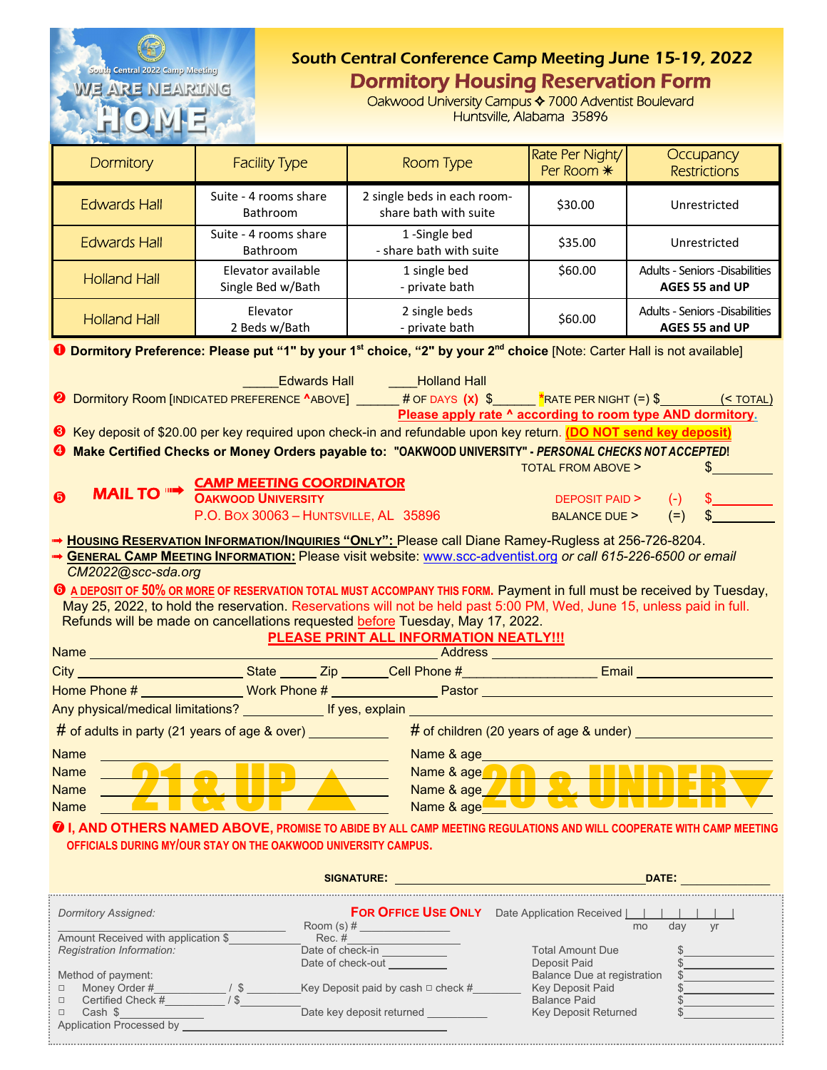South Central 2022 Camp Meeting

WE ARE NEARING HOME

# South Central Conference Camp Meeting June 15-19, 2022

## Dormitory Housing Reservation Form

Oakwood University Campus ✧ 7000 Adventist Boulevard
Huntsville, Alabama 35896

| Dormitory | Facility Type | Room Type | Rate Per Night/ Per Room ✳ | Occupancy Restrictions |
|---|---|---|---|---|
| Edwards Hall | Suite - 4 rooms share Bathroom | 2 single beds in each room- share bath with suite | $30.00 | Unrestricted |
| Edwards Hall | Suite - 4 rooms share Bathroom | 1 -Single bed - share bath with suite | $35.00 | Unrestricted |
| Holland Hall | Elevator available Single Bed w/Bath | 1 single bed - private bath | $60.00 | Adults - Seniors -Disabilities **AGES 55 and UP** |
| Holland Hall | Elevator 2 Beds w/Bath | 2 single beds - private bath | $60.00 | Adults - Seniors -Disabilities **AGES 55 and UP** |

❶ **Dormitory Preference: Please put "1" by your 1st choice, "2" by your 2nd choice** [Note: Carter Hall is not available]

_____Edwards Hall ____Holland Hall

❷ Dormitory Room [INDICATED PREFERENCE ^ABOVE] ______ # OF DAYS **(x)** $______ *RATE PER NIGHT (=) $________ (< TOTAL)

**Please apply rate ^ according to room type AND dormitory.**

❸ Key deposit of $20.00 per key required upon check-in and refundable upon key return. **(DO NOT send key deposit)**

❹ **Make Certified Checks or Money Orders payable to: "OAKWOOD UNIVERSITY" -** ***PERSONAL CHECKS NOT ACCEPTED!***

❺ **MAIL TO** ➟ **CAMP MEETING COORDINATOR**
**OAKWOOD UNIVERSITY**
P.O. BOX 30063 – HUNTSVILLE, AL 35896

TOTAL FROM ABOVE > $________
DEPOSIT PAID > (-) $________
BALANCE DUE > (=) $________

➡ **HOUSING RESERVATION INFORMATION/INQUIRIES "ONLY":** Please call Diane Ramey-Rugless at 256-726-8204.

➡ **GENERAL CAMP MEETING INFORMATION:** Please visit website: www.scc-adventist.org *or call 615-226-6500 or email CM2022@scc-sda.org*

❻ **A DEPOSIT OF 50% OR MORE OF RESERVATION TOTAL MUST ACCOMPANY THIS FORM.** Payment in full must be received by Tuesday, May 25, 2022, to hold the reservation. Reservations will not be held past 5:00 PM, Wed, June 15, unless paid in full. Refunds will be made on cancellations requested before Tuesday, May 17, 2022.

**PLEASE PRINT ALL INFORMATION NEATLY!!!**

Name ________________________ Address ________________________

City ____________ State _____ Zip ______ Cell Phone # ____________ Email ____________

Home Phone # ____________ Work Phone # ____________ Pastor ____________

Any physical/medical limitations? ________ If yes, explain ________________________

\# of adults in party (21 years of age & over) ________ # of children (20 years of age & under) ________

**21 & UP ▲**

Name ________________________
Name ________________________
Name ________________________
Name ________________________

**20 & UNDER ▼**

Name & age ________________________
Name & age ________________________
Name & age ________________________
Name & age ________________________

❼ **I, AND OTHERS NAMED ABOVE, PROMISE TO ABIDE BY ALL CAMP MEETING REGULATIONS AND WILL COOPERATE WITH CAMP MEETING OFFICIALS DURING MY/OUR STAY ON THE OAKWOOD UNIVERSITY CAMPUS.**

**SIGNATURE:** ________________________ **DATE:** ____________

---

**FOR OFFICE USE ONLY**

*Dormitory Assigned:* ________________________

Date Application Received |__|__|__|__|__|__| mo day yr

Room (s) # ____________
Rec. # ____________

Amount Received with application $____________

*Registration Information:*

Date of check-in ____________
Date of check-out ____________

Method of payment:
□ Money Order #__________ / $ __________
□ Certified Check #__________ / $ __________
□ Cash $__________

Key Deposit paid by cash □ check #__________
Date key deposit returned __________

Total Amount Due $__________
Deposit Paid $__________
Balance Due at registration $__________
Key Deposit Paid $__________
Balance Paid $__________
Key Deposit Returned $__________

Application Processed by ________________________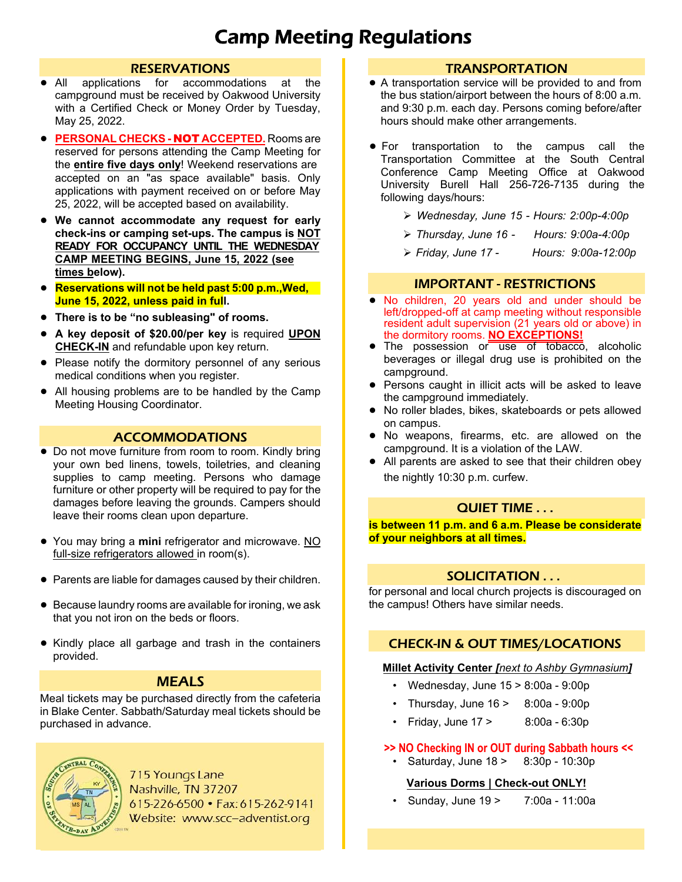# Camp Meeting Regulations

## RESERVATIONS

- All applications for accommodations at the campground must be received by Oakwood University with a Certified Check or Money Order by Tuesday, May 25, 2022.
- **PERSONAL CHECKS - NOT ACCEPTED.** Rooms are reserved for persons attending the Camp Meeting for the **entire five days only**! Weekend reservations are accepted on an "as space available" basis. Only applications with payment received on or before May 25, 2022, will be accepted based on availability.
- **We cannot accommodate any request for early check-ins or camping set-ups. The campus is NOT READY FOR OCCUPANCY UNTIL THE WEDNESDAY CAMP MEETING BEGINS, June 15, 2022 (see times below).**
- **Reservations will not be held past 5:00 p.m.,Wed, June 15, 2022, unless paid in full.**
- **There is to be "no subleasing" of rooms.**
- **A key deposit of $20.00/per key** is required **UPON CHECK-IN** and refundable upon key return.
- Please notify the dormitory personnel of any serious medical conditions when you register.
- All housing problems are to be handled by the Camp Meeting Housing Coordinator.

## ACCOMMODATIONS

- Do not move furniture from room to room. Kindly bring your own bed linens, towels, toiletries, and cleaning supplies to camp meeting. Persons who damage furniture or other property will be required to pay for the damages before leaving the grounds. Campers should leave their rooms clean upon departure.
- You may bring a **mini** refrigerator and microwave. NO full-size refrigerators allowed in room(s).
- Parents are liable for damages caused by their children.
- Because laundry rooms are available for ironing, we ask that you not iron on the beds or floors.
- Kindly place all garbage and trash in the containers provided.

## MEALS

Meal tickets may be purchased directly from the cafeteria in Blake Center. Sabbath/Saturday meal tickets should be purchased in advance.

715 Youngs Lane
Nashville, TN 37207
615-226-6500 • Fax: 615-262-9141
Website: www.scc-adventist.org

## TRANSPORTATION

- A transportation service will be provided to and from the bus station/airport between the hours of 8:00 a.m. and 9:30 p.m. each day. Persons coming before/after hours should make other arrangements.
- For transportation to the campus call the Transportation Committee at the South Central Conference Camp Meeting Office at Oakwood University Burell Hall 256-726-7135 during the following days/hours:
  - *Wednesday, June 15 - Hours: 2:00p-4:00p*
  - *Thursday, June 16 - Hours: 9:00a-4:00p*
  - *Friday, June 17 - Hours: 9:00a-12:00p*

## IMPORTANT - RESTRICTIONS

- No children, 20 years old and under should be left/dropped-off at camp meeting without responsible resident adult supervision (21 years old or above) in the dormitory rooms. **NO EXCEPTIONS!**
- The possession or use of tobacco, alcoholic beverages or illegal drug use is prohibited on the campground.
- Persons caught in illicit acts will be asked to leave the campground immediately.
- No roller blades, bikes, skateboards or pets allowed on campus.
- No weapons, firearms, etc. are allowed on the campground. It is a violation of the LAW.
- All parents are asked to see that their children obey the nightly 10:30 p.m. curfew.

## QUIET TIME . . .

**is between 11 p.m. and 6 a.m. Please be considerate of your neighbors at all times.**

## SOLICITATION . . .

for personal and local church projects is discouraged on the campus! Others have similar needs.

## CHECK-IN & OUT TIMES/LOCATIONS

**Millet Activity Center *[next to Ashby Gymnasium]***

- Wednesday, June 15 > 8:00a - 9:00p
- Thursday, June 16 > 8:00a - 9:00p
- Friday, June 17 > 8:00a - 6:30p

**>> NO Checking IN or OUT during Sabbath hours <<**

- Saturday, June 18 > 8:30p - 10:30p

**Various Dorms | Check-out ONLY!**

- Sunday, June 19 > 7:00a - 11:00a